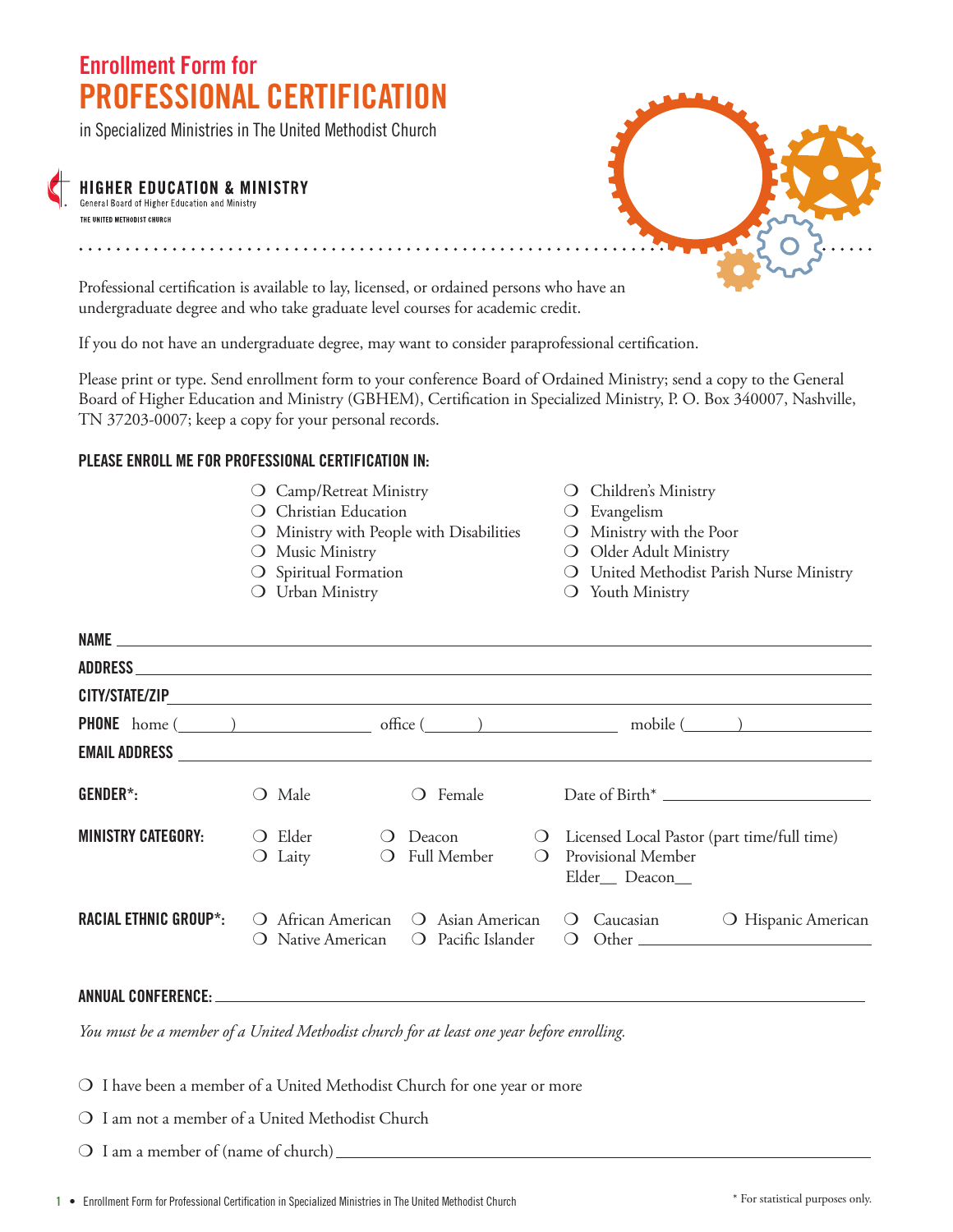# Enrollment Form for PROFESSIONAL CERTIFICATION

in Specialized Ministries in The United Methodist Church

**HIGHER EDUCATION & MINISTRY**
General Board of Higher Education and Ministry
THE UNITED METHODIST CHURCH

Professional certification is available to lay, licensed, or ordained persons who have an undergraduate degree and who take graduate level courses for academic credit.

If you do not have an undergraduate degree, may want to consider paraprofessional certification.

Please print or type. Send enrollment form to your conference Board of Ordained Ministry; send a copy to the General Board of Higher Education and Ministry (GBHEM), Certification in Specialized Ministry, P. O. Box 340007, Nashville, TN 37203-0007; keep a copy for your personal records.

### PLEASE ENROLL ME FOR PROFESSIONAL CERTIFICATION IN:

- ❍ Camp/Retreat Ministry
- ❍ Christian Education
- ❍ Ministry with People with Disabilities
- ❍ Music Ministry
- ❍ Spiritual Formation
- ❍ Urban Ministry
- ❍ Children's Ministry
- ❍ Evangelism
- ❍ Ministry with the Poor
- ❍ Older Adult Ministry
- ❍ United Methodist Parish Nurse Ministry
- ❍ Youth Ministry

**NAME** ____________________

**ADDRESS** ____________________

**CITY/STATE/ZIP** ____________________

**PHONE** home (_____) __________ office (_____) __________ mobile (_____) __________

**EMAIL ADDRESS** ____________________

**GENDER*:** ❍ Male ❍ Female Date of Birth* __________

**MINISTRY CATEGORY:** ❍ Elder ❍ Deacon ❍ Licensed Local Pastor (part time/full time) ❍ Laity ❍ Full Member ❍ Provisional Member Elder__ Deacon__

**RACIAL ETHNIC GROUP*:** ❍ African American ❍ Asian American ❍ Caucasian ❍ Hispanic American ❍ Native American ❍ Pacific Islander ❍ Other __________

**ANNUAL CONFERENCE:** ____________________

*You must be a member of a United Methodist church for at least one year before enrolling.*

❍ I have been a member of a United Methodist Church for one year or more

❍ I am not a member of a United Methodist Church

❍ I am a member of (name of church) ____________________

\* For statistical purposes only.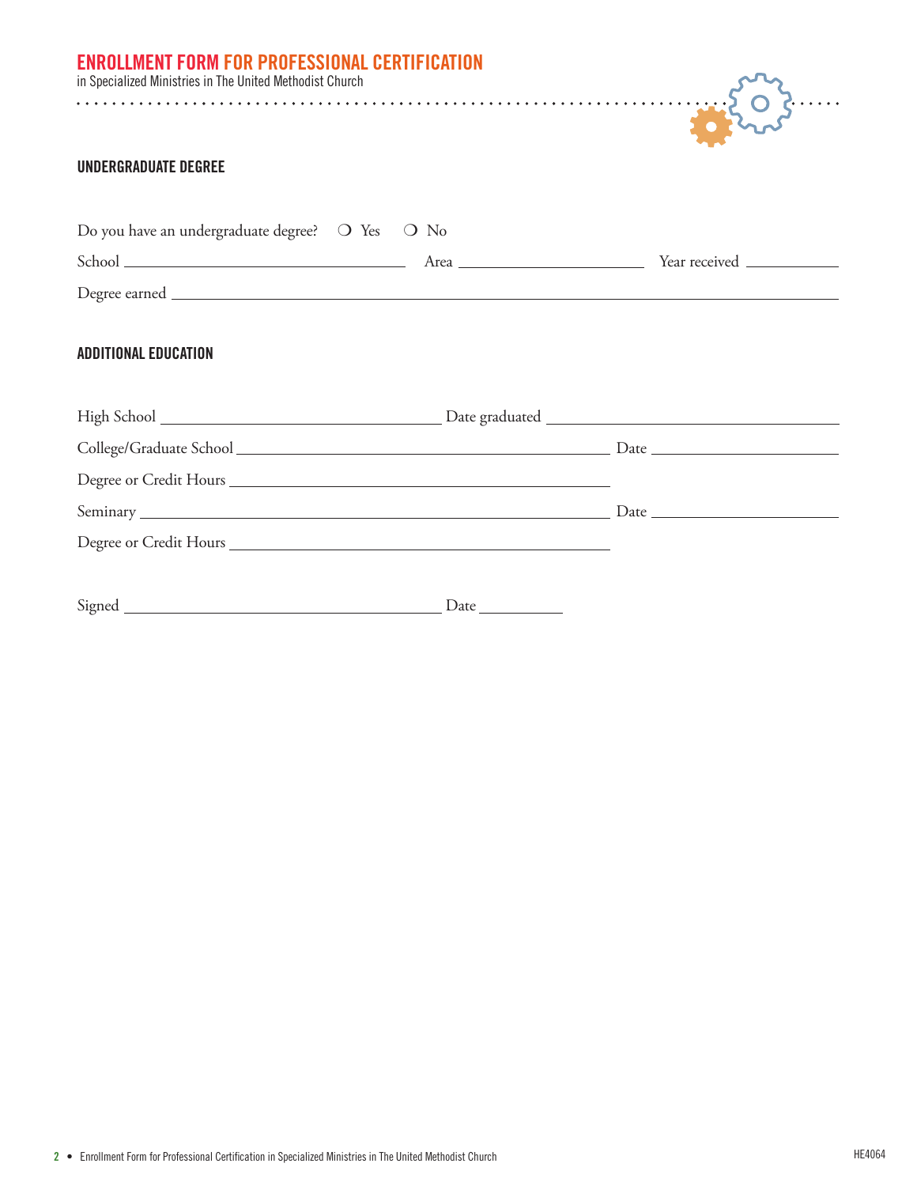# ENROLLMENT FORM FOR PROFESSIONAL CERTIFICATION
in Specialized Ministries in The United Methodist Church

## UNDERGRADUATE DEGREE

Do you have an undergraduate degree? ❍ Yes ❍ No

School ______________________ Area ______________________ Year received ____________

Degree earned ______________________________________________

## ADDITIONAL EDUCATION

High School ______________________ Date graduated ______________________

College/Graduate School ______________________ Date ______________________

Degree or Credit Hours ______________________

Seminary ______________________ Date ______________________

Degree or Credit Hours ______________________

Signed ______________________ Date __________

HE4064